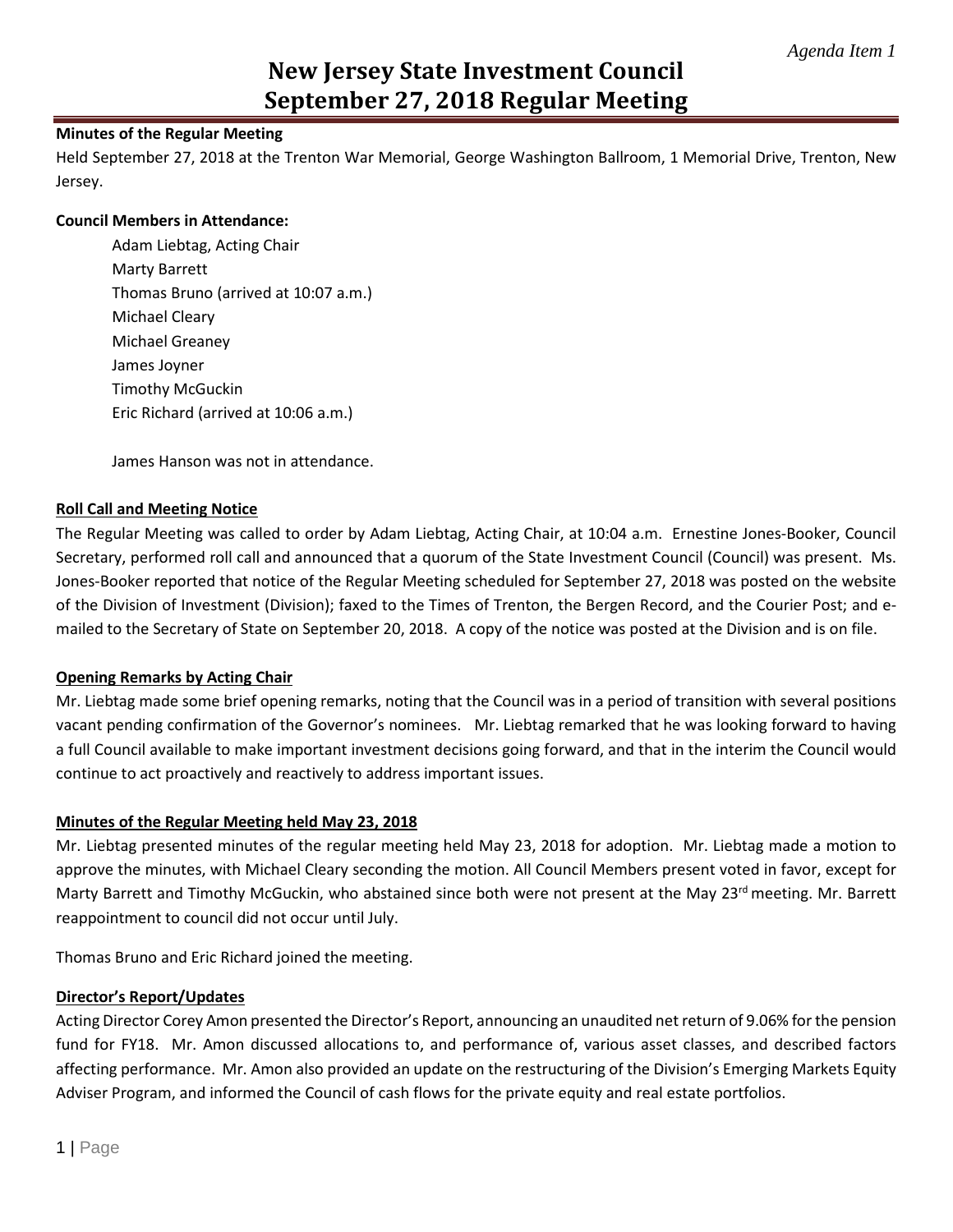*Agenda Item 1*

# New Jersey State Investment Council
# September 27, 2018 Regular Meeting

**Minutes of the Regular Meeting**

Held September 27, 2018 at the Trenton War Memorial, George Washington Ballroom, 1 Memorial Drive, Trenton, New Jersey.

**Council Members in Attendance:**

Adam Liebtag, Acting Chair
Marty Barrett
Thomas Bruno (arrived at 10:07 a.m.)
Michael Cleary
Michael Greaney
James Joyner
Timothy McGuckin
Eric Richard (arrived at 10:06 a.m.)

James Hanson was not in attendance.

**Roll Call and Meeting Notice**

The Regular Meeting was called to order by Adam Liebtag, Acting Chair, at 10:04 a.m. Ernestine Jones-Booker, Council Secretary, performed roll call and announced that a quorum of the State Investment Council (Council) was present. Ms. Jones-Booker reported that notice of the Regular Meeting scheduled for September 27, 2018 was posted on the website of the Division of Investment (Division); faxed to the Times of Trenton, the Bergen Record, and the Courier Post; and e-mailed to the Secretary of State on September 20, 2018. A copy of the notice was posted at the Division and is on file.

**Opening Remarks by Acting Chair**

Mr. Liebtag made some brief opening remarks, noting that the Council was in a period of transition with several positions vacant pending confirmation of the Governor's nominees. Mr. Liebtag remarked that he was looking forward to having a full Council available to make important investment decisions going forward, and that in the interim the Council would continue to act proactively and reactively to address important issues.

**Minutes of the Regular Meeting held May 23, 2018**

Mr. Liebtag presented minutes of the regular meeting held May 23, 2018 for adoption. Mr. Liebtag made a motion to approve the minutes, with Michael Cleary seconding the motion. All Council Members present voted in favor, except for Marty Barrett and Timothy McGuckin, who abstained since both were not present at the May 23rd meeting. Mr. Barrett reappointment to council did not occur until July.

Thomas Bruno and Eric Richard joined the meeting.

**Director's Report/Updates**

Acting Director Corey Amon presented the Director's Report, announcing an unaudited net return of 9.06% for the pension fund for FY18. Mr. Amon discussed allocations to, and performance of, various asset classes, and described factors affecting performance. Mr. Amon also provided an update on the restructuring of the Division's Emerging Markets Equity Adviser Program, and informed the Council of cash flows for the private equity and real estate portfolios.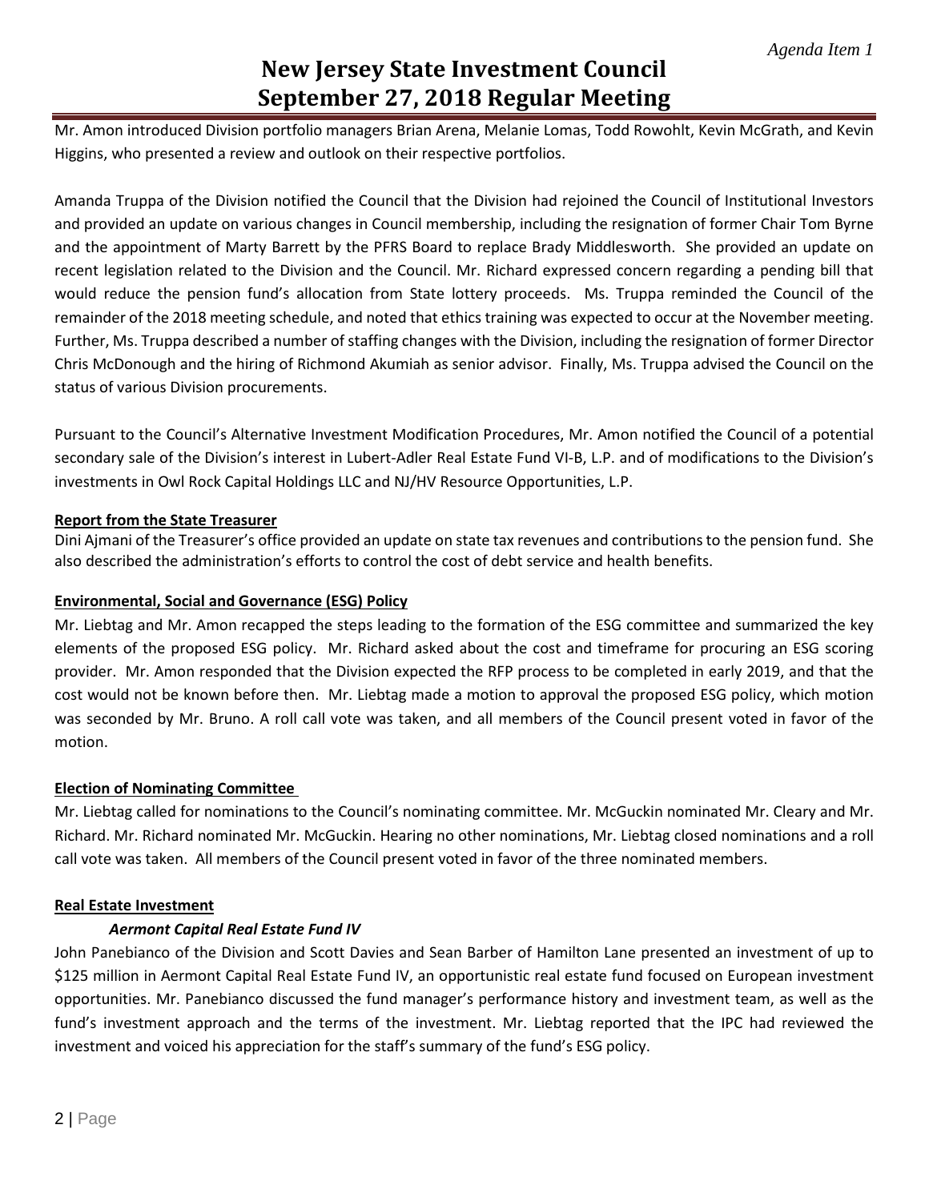Mr. Amon introduced Division portfolio managers Brian Arena, Melanie Lomas, Todd Rowohlt, Kevin McGrath, and Kevin Higgins, who presented a review and outlook on their respective portfolios.

Amanda Truppa of the Division notified the Council that the Division had rejoined the Council of Institutional Investors and provided an update on various changes in Council membership, including the resignation of former Chair Tom Byrne and the appointment of Marty Barrett by the PFRS Board to replace Brady Middlesworth. She provided an update on recent legislation related to the Division and the Council. Mr. Richard expressed concern regarding a pending bill that would reduce the pension fund's allocation from State lottery proceeds. Ms. Truppa reminded the Council of the remainder of the 2018 meeting schedule, and noted that ethics training was expected to occur at the November meeting. Further, Ms. Truppa described a number of staffing changes with the Division, including the resignation of former Director Chris McDonough and the hiring of Richmond Akumiah as senior advisor. Finally, Ms. Truppa advised the Council on the status of various Division procurements.

Pursuant to the Council's Alternative Investment Modification Procedures, Mr. Amon notified the Council of a potential secondary sale of the Division's interest in Lubert-Adler Real Estate Fund VI-B, L.P. and of modifications to the Division's investments in Owl Rock Capital Holdings LLC and NJ/HV Resource Opportunities, L.P.

**Report from the State Treasurer**

Dini Ajmani of the Treasurer's office provided an update on state tax revenues and contributions to the pension fund. She also described the administration's efforts to control the cost of debt service and health benefits.

**Environmental, Social and Governance (ESG) Policy**

Mr. Liebtag and Mr. Amon recapped the steps leading to the formation of the ESG committee and summarized the key elements of the proposed ESG policy. Mr. Richard asked about the cost and timeframe for procuring an ESG scoring provider. Mr. Amon responded that the Division expected the RFP process to be completed in early 2019, and that the cost would not be known before then. Mr. Liebtag made a motion to approval the proposed ESG policy, which motion was seconded by Mr. Bruno. A roll call vote was taken, and all members of the Council present voted in favor of the motion.

**Election of Nominating Committee**

Mr. Liebtag called for nominations to the Council's nominating committee. Mr. McGuckin nominated Mr. Cleary and Mr. Richard. Mr. Richard nominated Mr. McGuckin. Hearing no other nominations, Mr. Liebtag closed nominations and a roll call vote was taken. All members of the Council present voted in favor of the three nominated members.

**Real Estate Investment**

***Aermont Capital Real Estate Fund IV***

John Panebianco of the Division and Scott Davies and Sean Barber of Hamilton Lane presented an investment of up to $125 million in Aermont Capital Real Estate Fund IV, an opportunistic real estate fund focused on European investment opportunities. Mr. Panebianco discussed the fund manager's performance history and investment team, as well as the fund's investment approach and the terms of the investment. Mr. Liebtag reported that the IPC had reviewed the investment and voiced his appreciation for the staff's summary of the fund's ESG policy.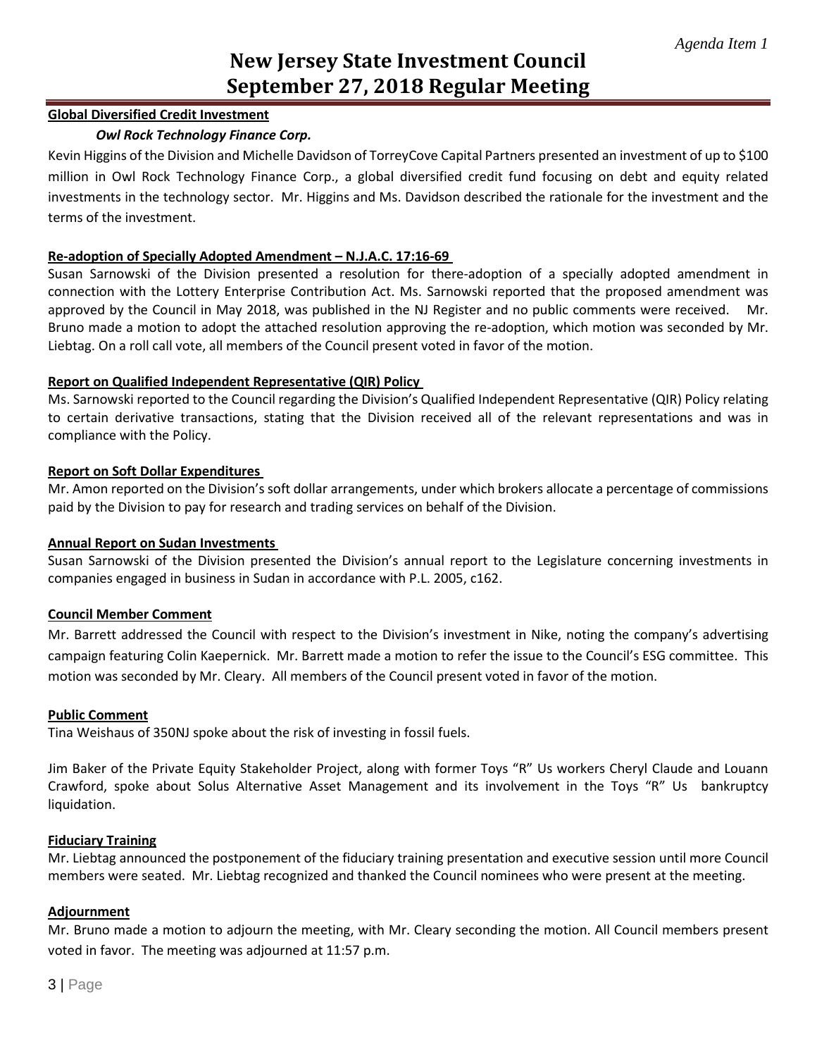*Agenda Item 1*

# New Jersey State Investment Council
# September 27, 2018 Regular Meeting

**Global Diversified Credit Investment**

***Owl Rock Technology Finance Corp.***

Kevin Higgins of the Division and Michelle Davidson of TorreyCove Capital Partners presented an investment of up to $100 million in Owl Rock Technology Finance Corp., a global diversified credit fund focusing on debt and equity related investments in the technology sector. Mr. Higgins and Ms. Davidson described the rationale for the investment and the terms of the investment.

**Re-adoption of Specially Adopted Amendment – N.J.A.C. 17:16-69**

Susan Sarnowski of the Division presented a resolution for there-adoption of a specially adopted amendment in connection with the Lottery Enterprise Contribution Act. Ms. Sarnowski reported that the proposed amendment was approved by the Council in May 2018, was published in the NJ Register and no public comments were received. Mr. Bruno made a motion to adopt the attached resolution approving the re-adoption, which motion was seconded by Mr. Liebtag. On a roll call vote, all members of the Council present voted in favor of the motion.

**Report on Qualified Independent Representative (QIR) Policy**

Ms. Sarnowski reported to the Council regarding the Division's Qualified Independent Representative (QIR) Policy relating to certain derivative transactions, stating that the Division received all of the relevant representations and was in compliance with the Policy.

**Report on Soft Dollar Expenditures**

Mr. Amon reported on the Division's soft dollar arrangements, under which brokers allocate a percentage of commissions paid by the Division to pay for research and trading services on behalf of the Division.

**Annual Report on Sudan Investments**

Susan Sarnowski of the Division presented the Division's annual report to the Legislature concerning investments in companies engaged in business in Sudan in accordance with P.L. 2005, c162.

**Council Member Comment**

Mr. Barrett addressed the Council with respect to the Division's investment in Nike, noting the company's advertising campaign featuring Colin Kaepernick. Mr. Barrett made a motion to refer the issue to the Council's ESG committee. This motion was seconded by Mr. Cleary. All members of the Council present voted in favor of the motion.

**Public Comment**

Tina Weishaus of 350NJ spoke about the risk of investing in fossil fuels.

Jim Baker of the Private Equity Stakeholder Project, along with former Toys "R" Us workers Cheryl Claude and Louann Crawford, spoke about Solus Alternative Asset Management and its involvement in the Toys "R" Us bankruptcy liquidation.

**Fiduciary Training**

Mr. Liebtag announced the postponement of the fiduciary training presentation and executive session until more Council members were seated. Mr. Liebtag recognized and thanked the Council nominees who were present at the meeting.

**Adjournment**

Mr. Bruno made a motion to adjourn the meeting, with Mr. Cleary seconding the motion. All Council members present voted in favor. The meeting was adjourned at 11:57 p.m.